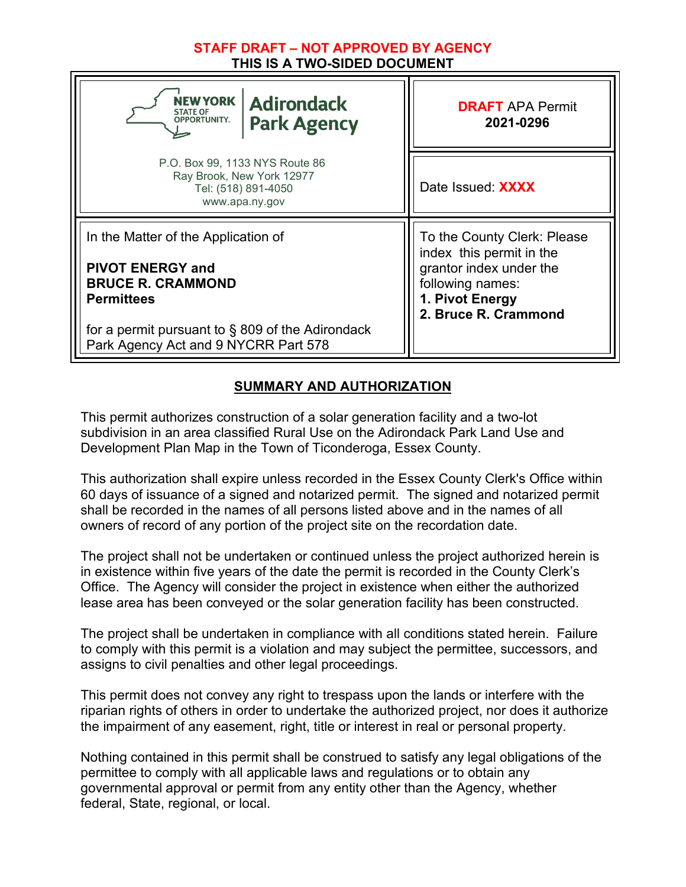**STAFF DRAFT – NOT APPROVED BY AGENCY**
**THIS IS A TWO-SIDED DOCUMENT**

| NEW YORK STATE OF OPPORTUNITY. Adirondack Park Agency<br>P.O. Box 99, 1133 NYS Route 86<br>Ray Brook, New York 12977<br>Tel: (518) 891-4050<br>www.apa.ny.gov | **DRAFT** APA Permit<br>**2021-0296**<br><br>Date Issued: **XXXX** |
|---|---|
| In the Matter of the Application of<br><br>**PIVOT ENERGY and**<br>**BRUCE R. CRAMMOND**<br>**Permittees**<br><br>for a permit pursuant to § 809 of the Adirondack Park Agency Act and 9 NYCRR Part 578 | To the County Clerk: Please index this permit in the grantor index under the following names:<br>**1. Pivot Energy**<br>**2. Bruce R. Crammond** |

## SUMMARY AND AUTHORIZATION

This permit authorizes construction of a solar generation facility and a two-lot subdivision in an area classified Rural Use on the Adirondack Park Land Use and Development Plan Map in the Town of Ticonderoga, Essex County.

This authorization shall expire unless recorded in the Essex County Clerk's Office within 60 days of issuance of a signed and notarized permit. The signed and notarized permit shall be recorded in the names of all persons listed above and in the names of all owners of record of any portion of the project site on the recordation date.

The project shall not be undertaken or continued unless the project authorized herein is in existence within five years of the date the permit is recorded in the County Clerk's Office. The Agency will consider the project in existence when either the authorized lease area has been conveyed or the solar generation facility has been constructed.

The project shall be undertaken in compliance with all conditions stated herein. Failure to comply with this permit is a violation and may subject the permittee, successors, and assigns to civil penalties and other legal proceedings.

This permit does not convey any right to trespass upon the lands or interfere with the riparian rights of others in order to undertake the authorized project, nor does it authorize the impairment of any easement, right, title or interest in real or personal property.

Nothing contained in this permit shall be construed to satisfy any legal obligations of the permittee to comply with all applicable laws and regulations or to obtain any governmental approval or permit from any entity other than the Agency, whether federal, State, regional, or local.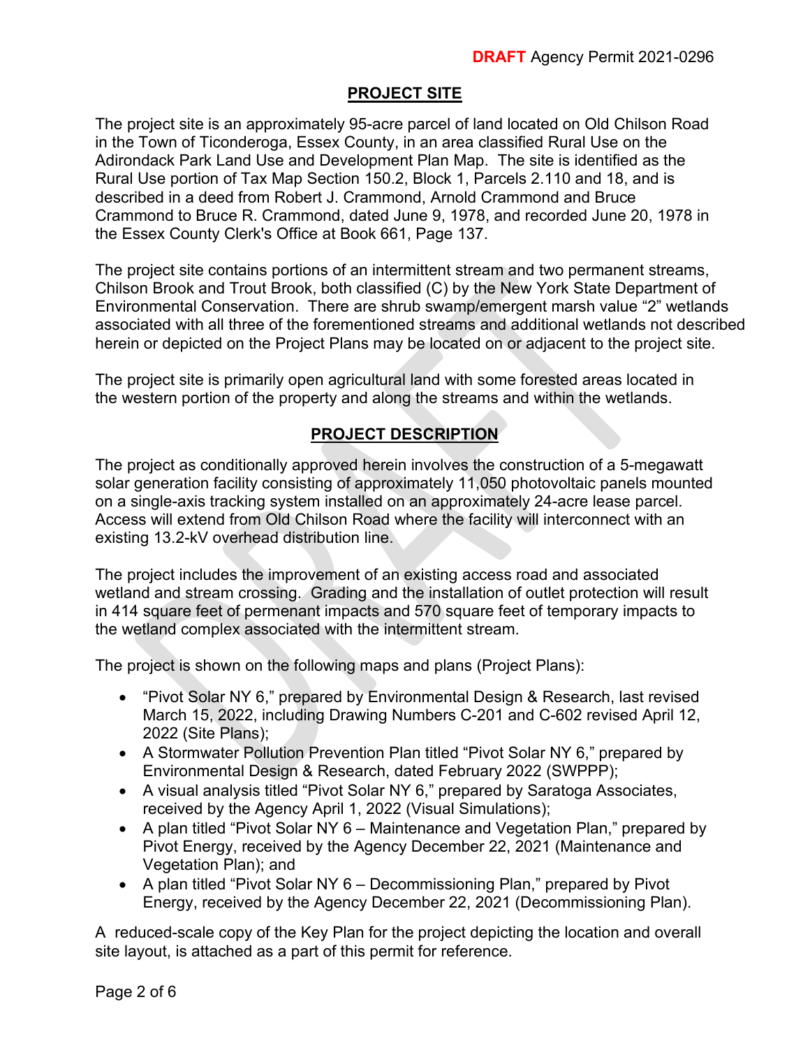## PROJECT SITE

The project site is an approximately 95-acre parcel of land located on Old Chilson Road in the Town of Ticonderoga, Essex County, in an area classified Rural Use on the Adirondack Park Land Use and Development Plan Map. The site is identified as the Rural Use portion of Tax Map Section 150.2, Block 1, Parcels 2.110 and 18, and is described in a deed from Robert J. Crammond, Arnold Crammond and Bruce Crammond to Bruce R. Crammond, dated June 9, 1978, and recorded June 20, 1978 in the Essex County Clerk's Office at Book 661, Page 137.

The project site contains portions of an intermittent stream and two permanent streams, Chilson Brook and Trout Brook, both classified (C) by the New York State Department of Environmental Conservation. There are shrub swamp/emergent marsh value "2" wetlands associated with all three of the forementioned streams and additional wetlands not described herein or depicted on the Project Plans may be located on or adjacent to the project site.

The project site is primarily open agricultural land with some forested areas located in the western portion of the property and along the streams and within the wetlands.

## PROJECT DESCRIPTION

The project as conditionally approved herein involves the construction of a 5-megawatt solar generation facility consisting of approximately 11,050 photovoltaic panels mounted on a single-axis tracking system installed on an approximately 24-acre lease parcel. Access will extend from Old Chilson Road where the facility will interconnect with an existing 13.2-kV overhead distribution line.

The project includes the improvement of an existing access road and associated wetland and stream crossing. Grading and the installation of outlet protection will result in 414 square feet of permenant impacts and 570 square feet of temporary impacts to the wetland complex associated with the intermittent stream.

The project is shown on the following maps and plans (Project Plans):

- "Pivot Solar NY 6," prepared by Environmental Design & Research, last revised March 15, 2022, including Drawing Numbers C-201 and C-602 revised April 12, 2022 (Site Plans);
- A Stormwater Pollution Prevention Plan titled "Pivot Solar NY 6," prepared by Environmental Design & Research, dated February 2022 (SWPPP);
- A visual analysis titled "Pivot Solar NY 6," prepared by Saratoga Associates, received by the Agency April 1, 2022 (Visual Simulations);
- A plan titled "Pivot Solar NY 6 – Maintenance and Vegetation Plan," prepared by Pivot Energy, received by the Agency December 22, 2021 (Maintenance and Vegetation Plan); and
- A plan titled "Pivot Solar NY 6 – Decommissioning Plan," prepared by Pivot Energy, received by the Agency December 22, 2021 (Decommissioning Plan).

A reduced-scale copy of the Key Plan for the project depicting the location and overall site layout, is attached as a part of this permit for reference.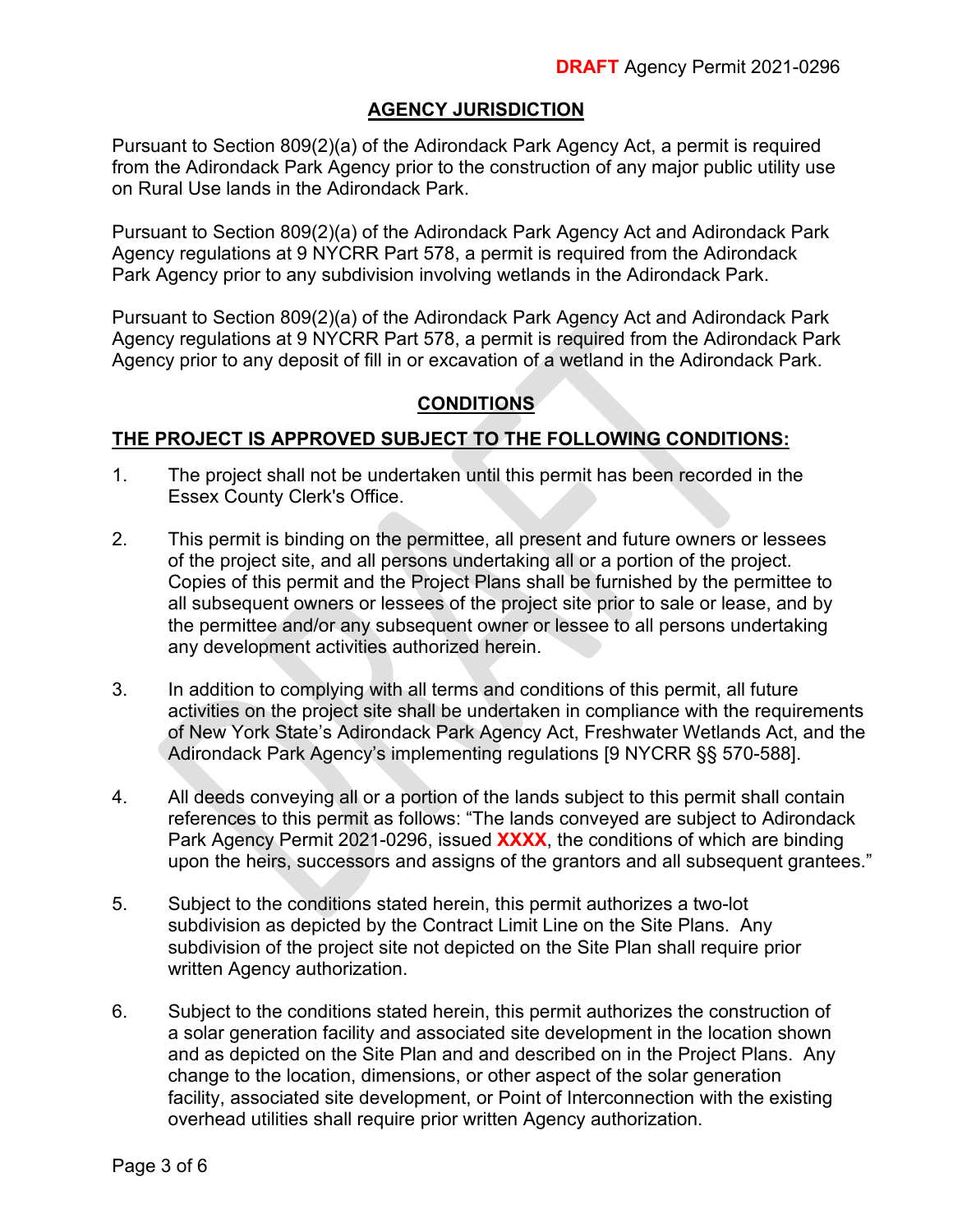## AGENCY JURISDICTION

Pursuant to Section 809(2)(a) of the Adirondack Park Agency Act, a permit is required from the Adirondack Park Agency prior to the construction of any major public utility use on Rural Use lands in the Adirondack Park.

Pursuant to Section 809(2)(a) of the Adirondack Park Agency Act and Adirondack Park Agency regulations at 9 NYCRR Part 578, a permit is required from the Adirondack Park Agency prior to any subdivision involving wetlands in the Adirondack Park.

Pursuant to Section 809(2)(a) of the Adirondack Park Agency Act and Adirondack Park Agency regulations at 9 NYCRR Part 578, a permit is required from the Adirondack Park Agency prior to any deposit of fill in or excavation of a wetland in the Adirondack Park.

## CONDITIONS

**THE PROJECT IS APPROVED SUBJECT TO THE FOLLOWING CONDITIONS:**

1. The project shall not be undertaken until this permit has been recorded in the Essex County Clerk's Office.

2. This permit is binding on the permittee, all present and future owners or lessees of the project site, and all persons undertaking all or a portion of the project. Copies of this permit and the Project Plans shall be furnished by the permittee to all subsequent owners or lessees of the project site prior to sale or lease, and by the permittee and/or any subsequent owner or lessee to all persons undertaking any development activities authorized herein.

3. In addition to complying with all terms and conditions of this permit, all future activities on the project site shall be undertaken in compliance with the requirements of New York State's Adirondack Park Agency Act, Freshwater Wetlands Act, and the Adirondack Park Agency's implementing regulations [9 NYCRR §§ 570-588].

4. All deeds conveying all or a portion of the lands subject to this permit shall contain references to this permit as follows: "The lands conveyed are subject to Adirondack Park Agency Permit 2021-0296, issued **XXXX**, the conditions of which are binding upon the heirs, successors and assigns of the grantors and all subsequent grantees."

5. Subject to the conditions stated herein, this permit authorizes a two-lot subdivision as depicted by the Contract Limit Line on the Site Plans. Any subdivision of the project site not depicted on the Site Plan shall require prior written Agency authorization.

6. Subject to the conditions stated herein, this permit authorizes the construction of a solar generation facility and associated site development in the location shown and as depicted on the Site Plan and and described on in the Project Plans. Any change to the location, dimensions, or other aspect of the solar generation facility, associated site development, or Point of Interconnection with the existing overhead utilities shall require prior written Agency authorization.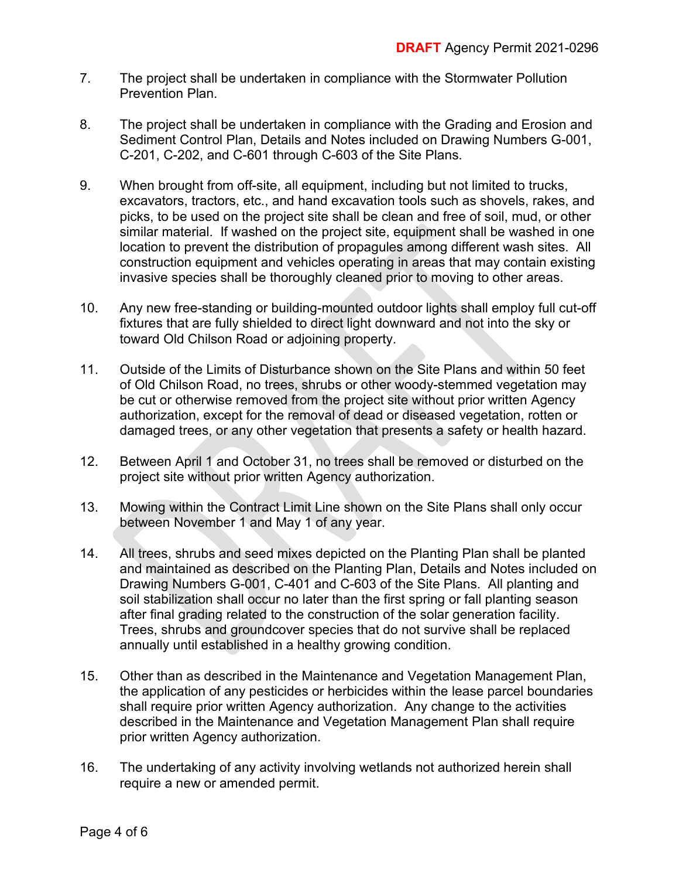7. The project shall be undertaken in compliance with the Stormwater Pollution Prevention Plan.

8. The project shall be undertaken in compliance with the Grading and Erosion and Sediment Control Plan, Details and Notes included on Drawing Numbers G-001, C-201, C-202, and C-601 through C-603 of the Site Plans.

9. When brought from off-site, all equipment, including but not limited to trucks, excavators, tractors, etc., and hand excavation tools such as shovels, rakes, and picks, to be used on the project site shall be clean and free of soil, mud, or other similar material. If washed on the project site, equipment shall be washed in one location to prevent the distribution of propagules among different wash sites. All construction equipment and vehicles operating in areas that may contain existing invasive species shall be thoroughly cleaned prior to moving to other areas.

10. Any new free-standing or building-mounted outdoor lights shall employ full cut-off fixtures that are fully shielded to direct light downward and not into the sky or toward Old Chilson Road or adjoining property.

11. Outside of the Limits of Disturbance shown on the Site Plans and within 50 feet of Old Chilson Road, no trees, shrubs or other woody-stemmed vegetation may be cut or otherwise removed from the project site without prior written Agency authorization, except for the removal of dead or diseased vegetation, rotten or damaged trees, or any other vegetation that presents a safety or health hazard.

12. Between April 1 and October 31, no trees shall be removed or disturbed on the project site without prior written Agency authorization.

13. Mowing within the Contract Limit Line shown on the Site Plans shall only occur between November 1 and May 1 of any year.

14. All trees, shrubs and seed mixes depicted on the Planting Plan shall be planted and maintained as described on the Planting Plan, Details and Notes included on Drawing Numbers G-001, C-401 and C-603 of the Site Plans. All planting and soil stabilization shall occur no later than the first spring or fall planting season after final grading related to the construction of the solar generation facility. Trees, shrubs and groundcover species that do not survive shall be replaced annually until established in a healthy growing condition.

15. Other than as described in the Maintenance and Vegetation Management Plan, the application of any pesticides or herbicides within the lease parcel boundaries shall require prior written Agency authorization. Any change to the activities described in the Maintenance and Vegetation Management Plan shall require prior written Agency authorization.

16. The undertaking of any activity involving wetlands not authorized herein shall require a new or amended permit.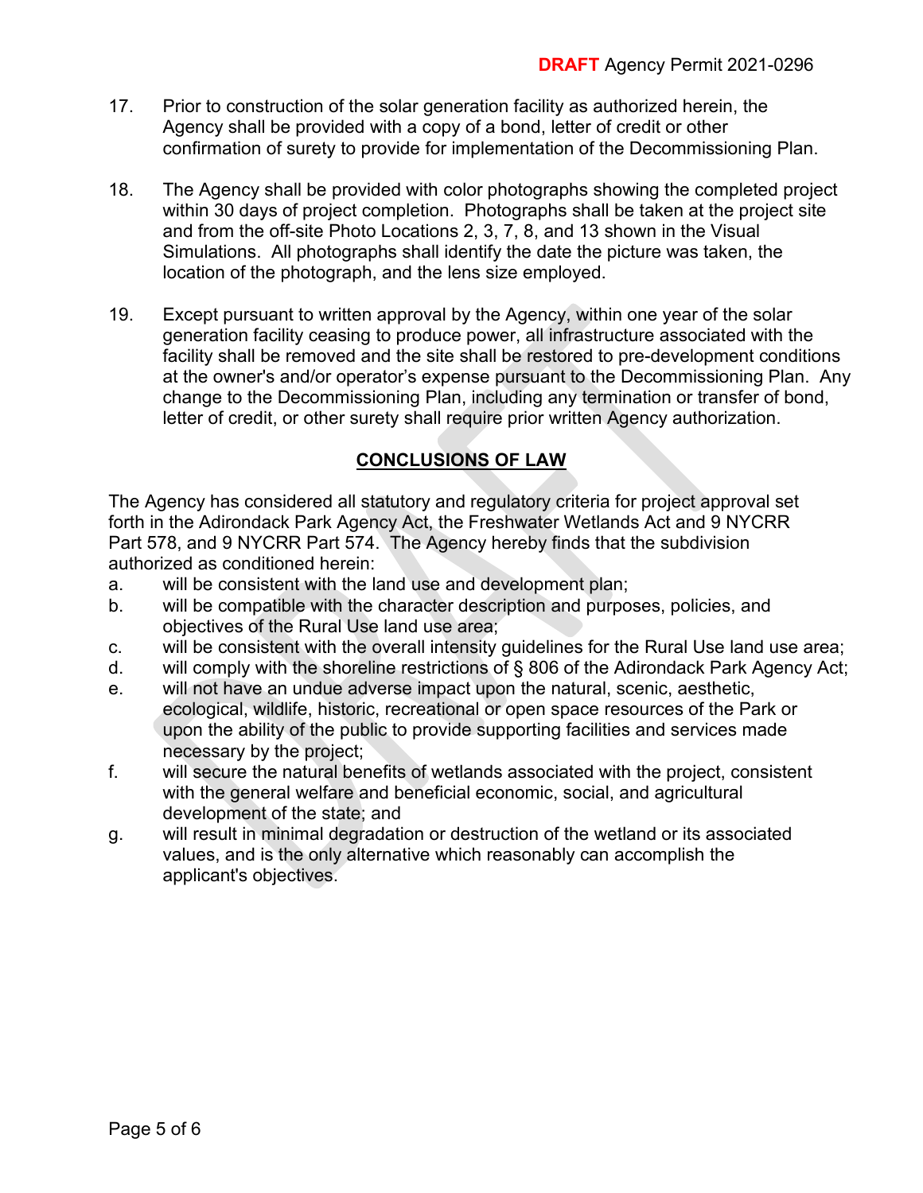17. Prior to construction of the solar generation facility as authorized herein, the Agency shall be provided with a copy of a bond, letter of credit or other confirmation of surety to provide for implementation of the Decommissioning Plan.

18. The Agency shall be provided with color photographs showing the completed project within 30 days of project completion. Photographs shall be taken at the project site and from the off-site Photo Locations 2, 3, 7, 8, and 13 shown in the Visual Simulations. All photographs shall identify the date the picture was taken, the location of the photograph, and the lens size employed.

19. Except pursuant to written approval by the Agency, within one year of the solar generation facility ceasing to produce power, all infrastructure associated with the facility shall be removed and the site shall be restored to pre-development conditions at the owner's and/or operator's expense pursuant to the Decommissioning Plan. Any change to the Decommissioning Plan, including any termination or transfer of bond, letter of credit, or other surety shall require prior written Agency authorization.

## CONCLUSIONS OF LAW

The Agency has considered all statutory and regulatory criteria for project approval set forth in the Adirondack Park Agency Act, the Freshwater Wetlands Act and 9 NYCRR Part 578, and 9 NYCRR Part 574. The Agency hereby finds that the subdivision authorized as conditioned herein:

a. will be consistent with the land use and development plan;
b. will be compatible with the character description and purposes, policies, and objectives of the Rural Use land use area;
c. will be consistent with the overall intensity guidelines for the Rural Use land use area;
d. will comply with the shoreline restrictions of § 806 of the Adirondack Park Agency Act;
e. will not have an undue adverse impact upon the natural, scenic, aesthetic, ecological, wildlife, historic, recreational or open space resources of the Park or upon the ability of the public to provide supporting facilities and services made necessary by the project;
f. will secure the natural benefits of wetlands associated with the project, consistent with the general welfare and beneficial economic, social, and agricultural development of the state; and
g. will result in minimal degradation or destruction of the wetland or its associated values, and is the only alternative which reasonably can accomplish the applicant's objectives.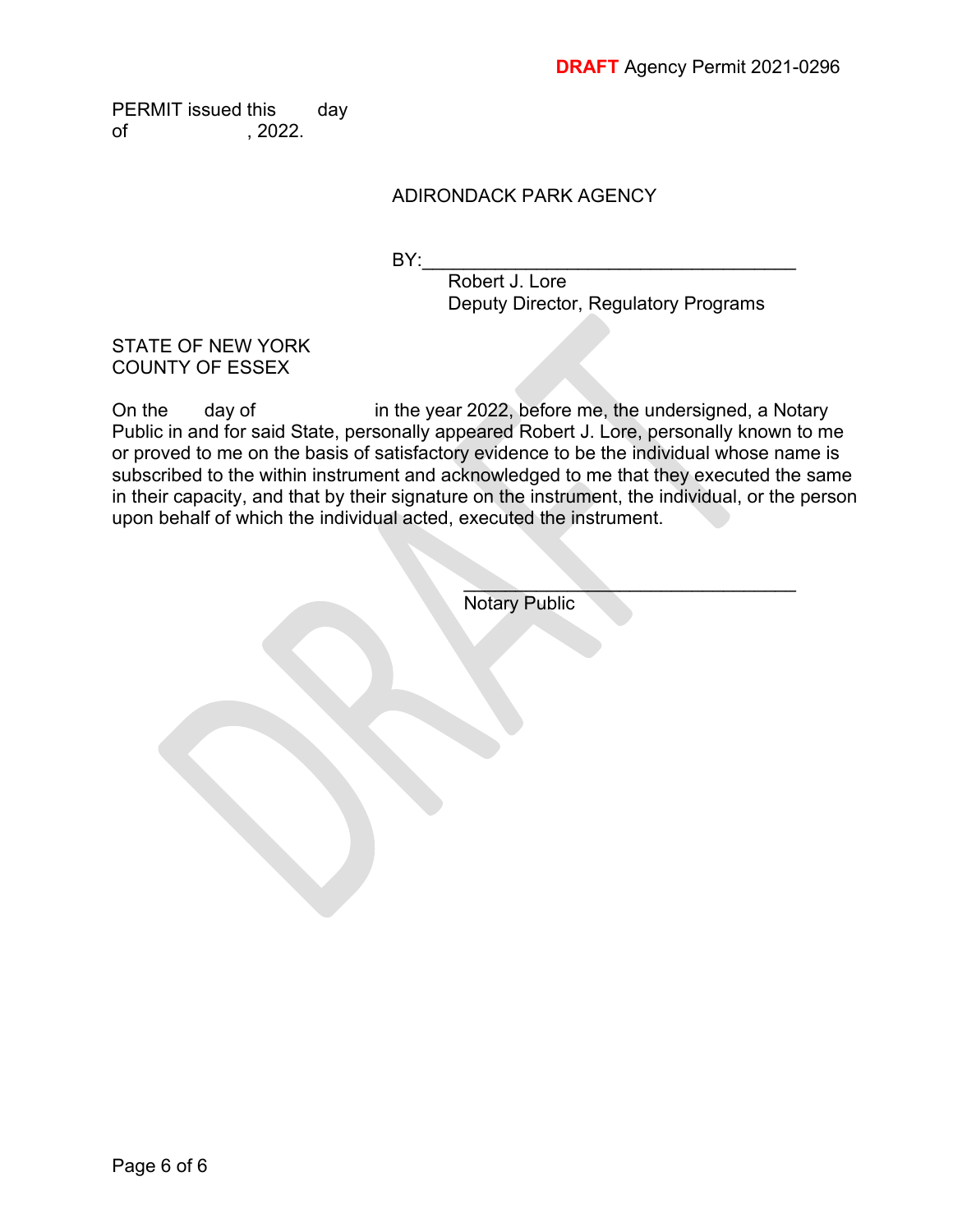PERMIT issued this day of , 2022.

ADIRONDACK PARK AGENCY

BY:\_\_\_\_\_\_\_\_\_\_\_\_\_\_\_\_\_\_\_\_\_\_\_\_\_\_\_\_\_\_\_\_\_\_\_\_

Robert J. Lore
Deputy Director, Regulatory Programs

STATE OF NEW YORK
COUNTY OF ESSEX

On the day of in the year 2022, before me, the undersigned, a Notary Public in and for said State, personally appeared Robert J. Lore, personally known to me or proved to me on the basis of satisfactory evidence to be the individual whose name is subscribed to the within instrument and acknowledged to me that they executed the same in their capacity, and that by their signature on the instrument, the individual, or the person upon behalf of which the individual acted, executed the instrument.

\_\_\_\_\_\_\_\_\_\_\_\_\_\_\_\_\_\_\_\_\_\_\_\_\_\_\_\_\_\_\_\_\_\_

Notary Public